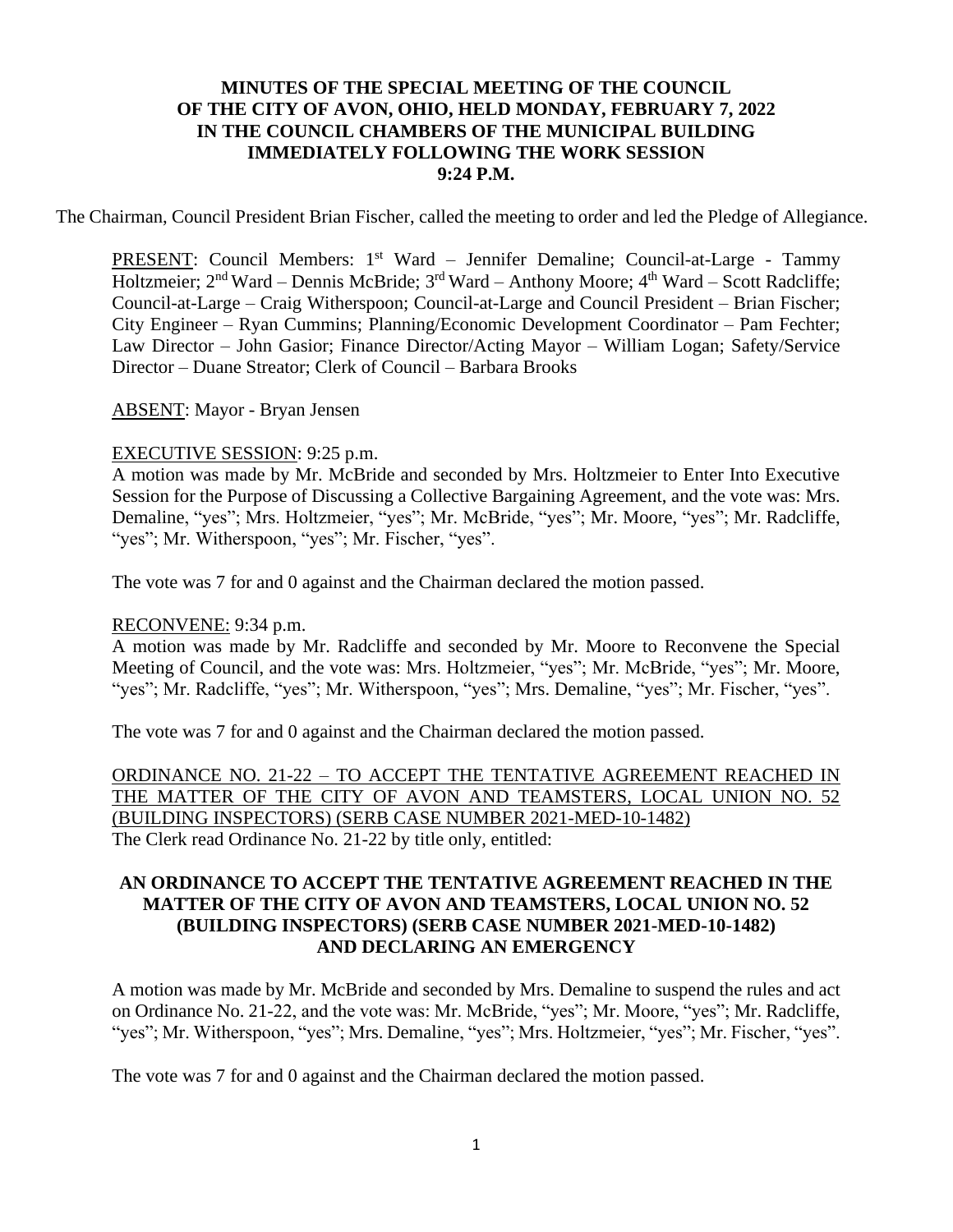# MINUTES OF THE SPECIAL MEETING OF THE COUNCIL OF THE CITY OF AVON, OHIO, HELD MONDAY, FEBRUARY 7, 2022 IN THE COUNCIL CHAMBERS OF THE MUNICIPAL BUILDING IMMEDIATELY FOLLOWING THE WORK SESSION 9:24 P.M.

The Chairman, Council President Brian Fischer, called the meeting to order and led the Pledge of Allegiance.

PRESENT: Council Members: 1st Ward – Jennifer Demaline; Council-at-Large - Tammy Holtzmeier; 2nd Ward – Dennis McBride; 3rd Ward – Anthony Moore; 4th Ward – Scott Radcliffe; Council-at-Large – Craig Witherspoon; Council-at-Large and Council President – Brian Fischer; City Engineer – Ryan Cummins; Planning/Economic Development Coordinator – Pam Fechter; Law Director – John Gasior; Finance Director/Acting Mayor – William Logan; Safety/Service Director – Duane Streator; Clerk of Council – Barbara Brooks

ABSENT: Mayor - Bryan Jensen

EXECUTIVE SESSION: 9:25 p.m.

A motion was made by Mr. McBride and seconded by Mrs. Holtzmeier to Enter Into Executive Session for the Purpose of Discussing a Collective Bargaining Agreement, and the vote was: Mrs. Demaline, "yes"; Mrs. Holtzmeier, "yes"; Mr. McBride, "yes"; Mr. Moore, "yes"; Mr. Radcliffe, "yes"; Mr. Witherspoon, "yes"; Mr. Fischer, "yes".

The vote was 7 for and 0 against and the Chairman declared the motion passed.

RECONVENE: 9:34 p.m.

A motion was made by Mr. Radcliffe and seconded by Mr. Moore to Reconvene the Special Meeting of Council, and the vote was: Mrs. Holtzmeier, "yes"; Mr. McBride, "yes"; Mr. Moore, "yes"; Mr. Radcliffe, "yes"; Mr. Witherspoon, "yes"; Mrs. Demaline, "yes"; Mr. Fischer, "yes".

The vote was 7 for and 0 against and the Chairman declared the motion passed.

ORDINANCE NO. 21-22 – TO ACCEPT THE TENTATIVE AGREEMENT REACHED IN THE MATTER OF THE CITY OF AVON AND TEAMSTERS, LOCAL UNION NO. 52 (BUILDING INSPECTORS) (SERB CASE NUMBER 2021-MED-10-1482)

The Clerk read Ordinance No. 21-22 by title only, entitled:

**AN ORDINANCE TO ACCEPT THE TENTATIVE AGREEMENT REACHED IN THE MATTER OF THE CITY OF AVON AND TEAMSTERS, LOCAL UNION NO. 52 (BUILDING INSPECTORS) (SERB CASE NUMBER 2021-MED-10-1482) AND DECLARING AN EMERGENCY**

A motion was made by Mr. McBride and seconded by Mrs. Demaline to suspend the rules and act on Ordinance No. 21-22, and the vote was: Mr. McBride, "yes"; Mr. Moore, "yes"; Mr. Radcliffe, "yes"; Mr. Witherspoon, "yes"; Mrs. Demaline, "yes"; Mrs. Holtzmeier, "yes"; Mr. Fischer, "yes".

The vote was 7 for and 0 against and the Chairman declared the motion passed.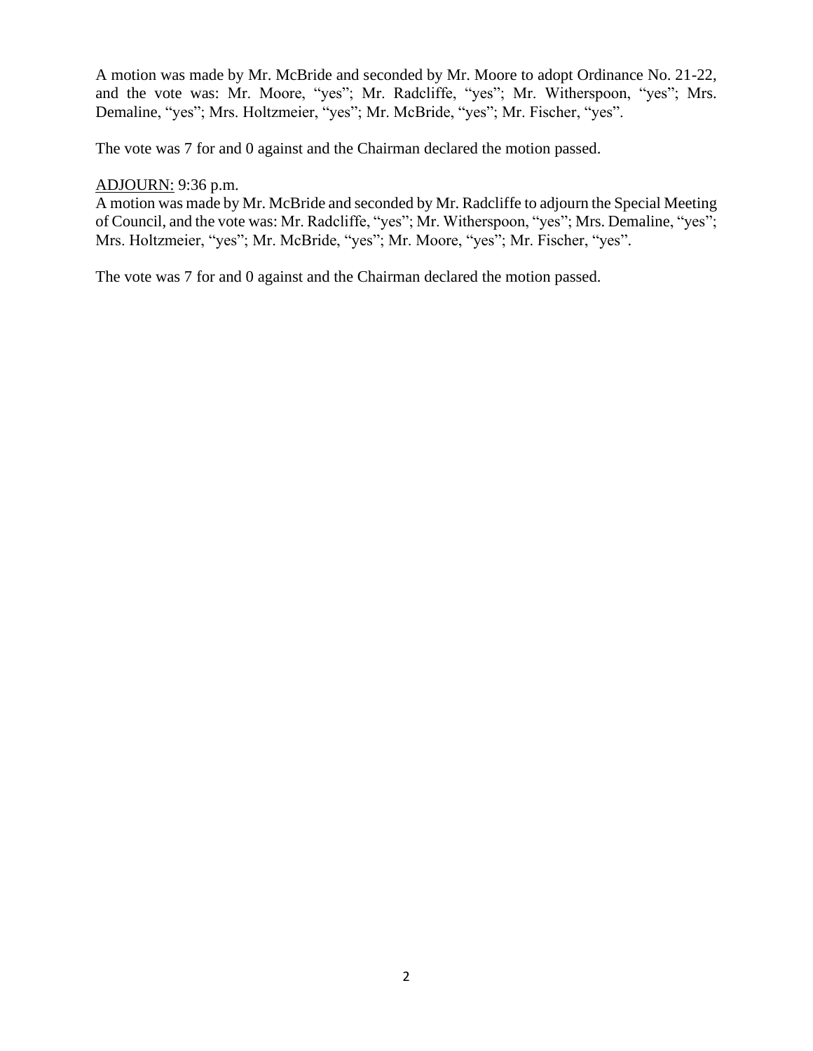A motion was made by Mr. McBride and seconded by Mr. Moore to adopt Ordinance No. 21-22, and the vote was: Mr. Moore, "yes"; Mr. Radcliffe, "yes"; Mr. Witherspoon, "yes"; Mrs. Demaline, "yes"; Mrs. Holtzmeier, "yes"; Mr. McBride, "yes"; Mr. Fischer, "yes".

The vote was 7 for and 0 against and the Chairman declared the motion passed.

<u>ADJOURN:</u> 9:36 p.m.
A motion was made by Mr. McBride and seconded by Mr. Radcliffe to adjourn the Special Meeting of Council, and the vote was: Mr. Radcliffe, "yes"; Mr. Witherspoon, "yes"; Mrs. Demaline, "yes"; Mrs. Holtzmeier, "yes"; Mr. McBride, "yes"; Mr. Moore, "yes"; Mr. Fischer, "yes".

The vote was 7 for and 0 against and the Chairman declared the motion passed.